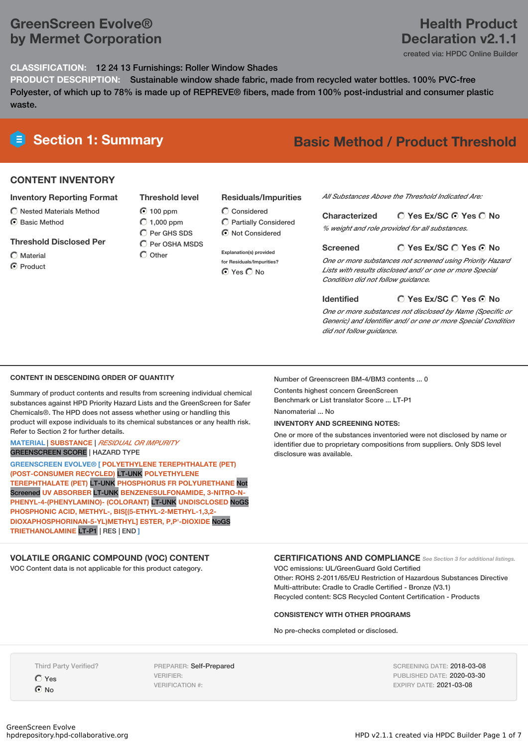# GreenScreen Evolve® by Mermet Corporation

# Health Product Declaration v2.1.1

created via: HPDC Online Builder

**CLASSIFICATION:** 12 24 13 Furnishings: Roller Window Shades

**PRODUCT DESCRIPTION:** Sustainable window shade fabric, made from recycled water bottles. 100% PVC-free Polyester, of which up to 78% is made up of REPREVE® fibers, made from 100% post-industrial and consumer plastic waste.

## Section 1: Summary

**Basic Method / Product Threshold**

### CONTENT INVENTORY

**Inventory Reporting Format**

- ○ Nested Materials Method
- ◉ Basic Method

**Threshold Disclosed Per**

- ○ Material
- ◉ Product

**Threshold level**

- ◉ 100 ppm
- ○ 1,000 ppm
- ○ Per GHS SDS
- ○ Per OSHA MSDS
- ○ Other

**Residuals/Impurities**

- ○ Considered
- ○ Partially Considered
- ◉ Not Considered

Explanation(s) provided for Residuals/Impurities?

◉ Yes ○ No

*All Substances Above the Threshold Indicated Are:*

**Characterized** ○ Yes Ex/SC ◉ Yes ○ No

*% weight and role provided for all substances.*

**Screened** ○ Yes Ex/SC ○ Yes ◉ No

*One or more substances not screened using Priority Hazard Lists with results disclosed and/ or one or more Special Condition did not follow guidance.*

**Identified** ○ Yes Ex/SC ○ Yes ◉ No

*One or more substances not disclosed by Name (Specific or Generic) and Identifier and/ or one or more Special Condition did not follow guidance.*

### CONTENT IN DESCENDING ORDER OF QUANTITY

Summary of product contents and results from screening individual chemical substances against HPD Priority Hazard Lists and the GreenScreen for Safer Chemicals®. The HPD does not assess whether using or handling this product will expose individuals to its chemical substances or any health risk. Refer to Section 2 for further details.

MATERIAL | SUBSTANCE | *RESIDUAL OR IMPURITY*
GREENSCREEN SCORE | HAZARD TYPE

GREENSCREEN EVOLVE® [ POLYETHYLENE TEREPHTHALATE (PET) (POST-CONSUMER RECYCLED) LT-UNK POLYETHYLENE TEREPHTHALATE (PET) LT-UNK PHOSPHORUS FR POLYURETHANE Not Screened UV ABSORBER LT-UNK BENZENESULFONAMIDE, 3-NITRO-N-PHENYL-4-(PHENYLAMINO)- (COLORANT) LT-UNK UNDISCLOSED NoGS PHOSPHONIC ACID, METHYL-, BIS[(5-ETHYL-2-METHYL-1,3,2-DIOXAPHOSPHORINAN-5-YL)METHYL] ESTER, P,P'-DIOXIDE NoGS TRIETHANOLAMINE LT-P1 | RES | END ]

Number of Greenscreen BM-4/BM3 contents ... 0

Contents highest concern GreenScreen Benchmark or List translator Score ... LT-P1

Nanomaterial ... No

**INVENTORY AND SCREENING NOTES:**

One or more of the substances inventoried were not disclosed by name or identifier due to proprietary compositions from suppliers. Only SDS level disclosure was available.

### VOLATILE ORGANIC COMPOUND (VOC) CONTENT

VOC Content data is not applicable for this product category.

### CERTIFICATIONS AND COMPLIANCE

*See Section 3 for additional listings.*

VOC emissions: UL/GreenGuard Gold Certified
Other: ROHS 2-2011/65/EU Restriction of Hazardous Substances Directive
Multi-attribute: Cradle to Cradle Certified - Bronze (V3.1)
Recycled content: SCS Recycled Content Certification - Products

### CONSISTENCY WITH OTHER PROGRAMS

No pre-checks completed or disclosed.

Third Party Verified?

- ○ Yes
- ◉ No

PREPARER: Self-Prepared
VERIFIER:
VERIFICATION #:

SCREENING DATE: 2018-03-08
PUBLISHED DATE: 2020-03-30
EXPIRY DATE: 2021-03-08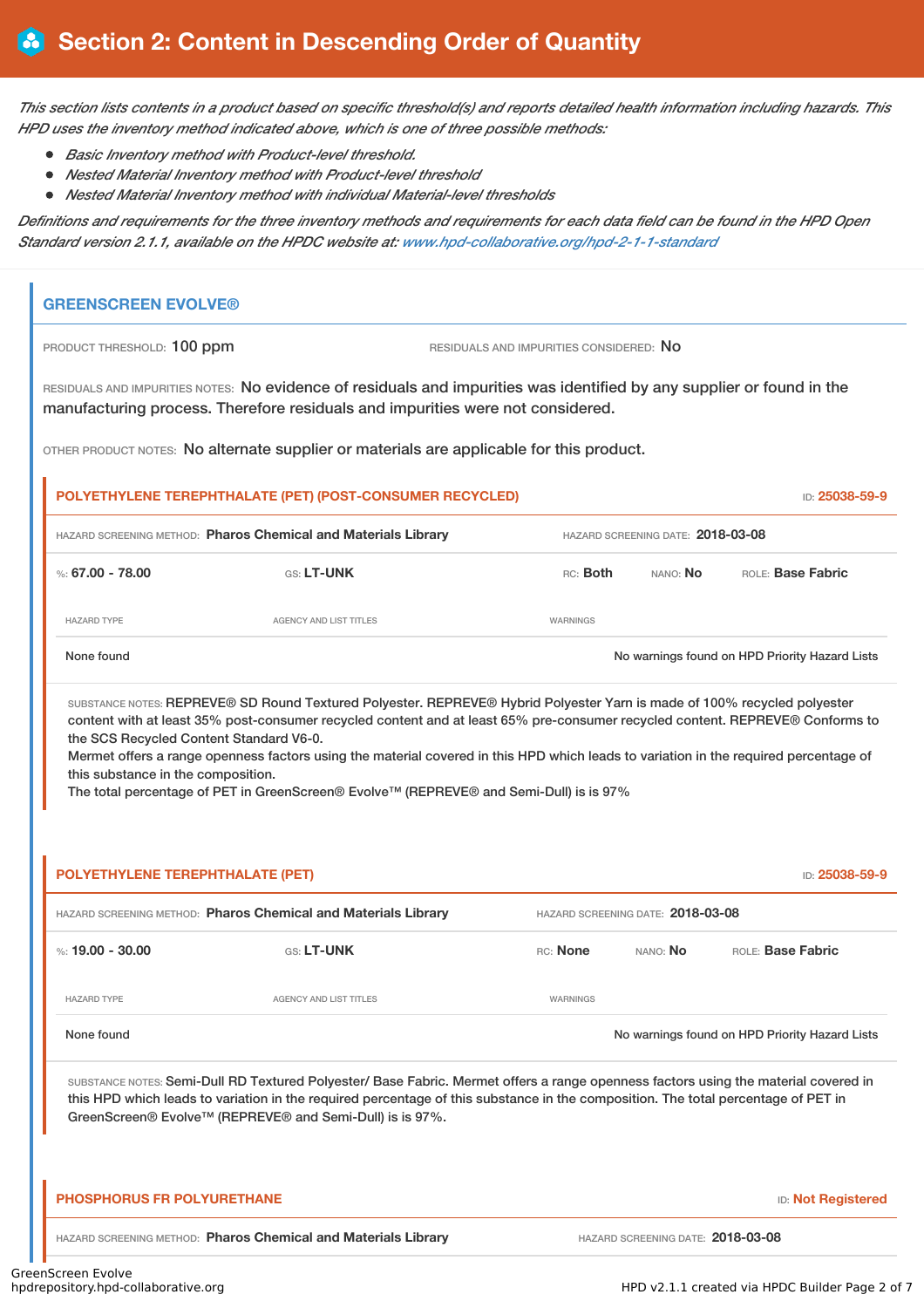# Section 2: Content in Descending Order of Quantity

*This section lists contents in a product based on specific threshold(s) and reports detailed health information including hazards. This HPD uses the inventory method indicated above, which is one of three possible methods:*

- *Basic Inventory method with Product-level threshold.*
- *Nested Material Inventory method with Product-level threshold*
- *Nested Material Inventory method with individual Material-level thresholds*

*Definitions and requirements for the three inventory methods and requirements for each data field can be found in the HPD Open Standard version 2.1.1, available on the HPDC website at: www.hpd-collaborative.org/hpd-2-1-1-standard*

## GREENSCREEN EVOLVE®

PRODUCT THRESHOLD: 100 ppm

RESIDUALS AND IMPURITIES CONSIDERED: No

RESIDUALS AND IMPURITIES NOTES: No evidence of residuals and impurities was identified by any supplier or found in the manufacturing process. Therefore residuals and impurities were not considered.

OTHER PRODUCT NOTES: No alternate supplier or materials are applicable for this product.

### POLYETHYLENE TEREPHTHALATE (PET) (POST-CONSUMER RECYCLED)

ID: 25038-59-9

HAZARD SCREENING METHOD: Pharos Chemical and Materials Library

HAZARD SCREENING DATE: 2018-03-08

%: 67.00 - 78.00 | GS: LT-UNK | RC: Both | NANO: No | ROLE: Base Fabric

| HAZARD TYPE | AGENCY AND LIST TITLES | WARNINGS |
|---|---|---|
| None found | | No warnings found on HPD Priority Hazard Lists |

SUBSTANCE NOTES: REPREVE® SD Round Textured Polyester. REPREVE® Hybrid Polyester Yarn is made of 100% recycled polyester content with at least 35% post-consumer recycled content and at least 65% pre-consumer recycled content. REPREVE® Conforms to the SCS Recycled Content Standard V6-0.
Mermet offers a range openness factors using the material covered in this HPD which leads to variation in the required percentage of this substance in the composition.
The total percentage of PET in GreenScreen® Evolve™ (REPREVE® and Semi-Dull) is is 97%

### POLYETHYLENE TEREPHTHALATE (PET)

ID: 25038-59-9

HAZARD SCREENING METHOD: Pharos Chemical and Materials Library

HAZARD SCREENING DATE: 2018-03-08

%: 19.00 - 30.00 | GS: LT-UNK | RC: None | NANO: No | ROLE: Base Fabric

| HAZARD TYPE | AGENCY AND LIST TITLES | WARNINGS |
|---|---|---|
| None found | | No warnings found on HPD Priority Hazard Lists |

SUBSTANCE NOTES: Semi-Dull RD Textured Polyester/ Base Fabric. Mermet offers a range openness factors using the material covered in this HPD which leads to variation in the required percentage of this substance in the composition. The total percentage of PET in GreenScreen® Evolve™ (REPREVE® and Semi-Dull) is is 97%.

### PHOSPHORUS FR POLYURETHANE

ID: Not Registered

HAZARD SCREENING METHOD: Pharos Chemical and Materials Library

HAZARD SCREENING DATE: 2018-03-08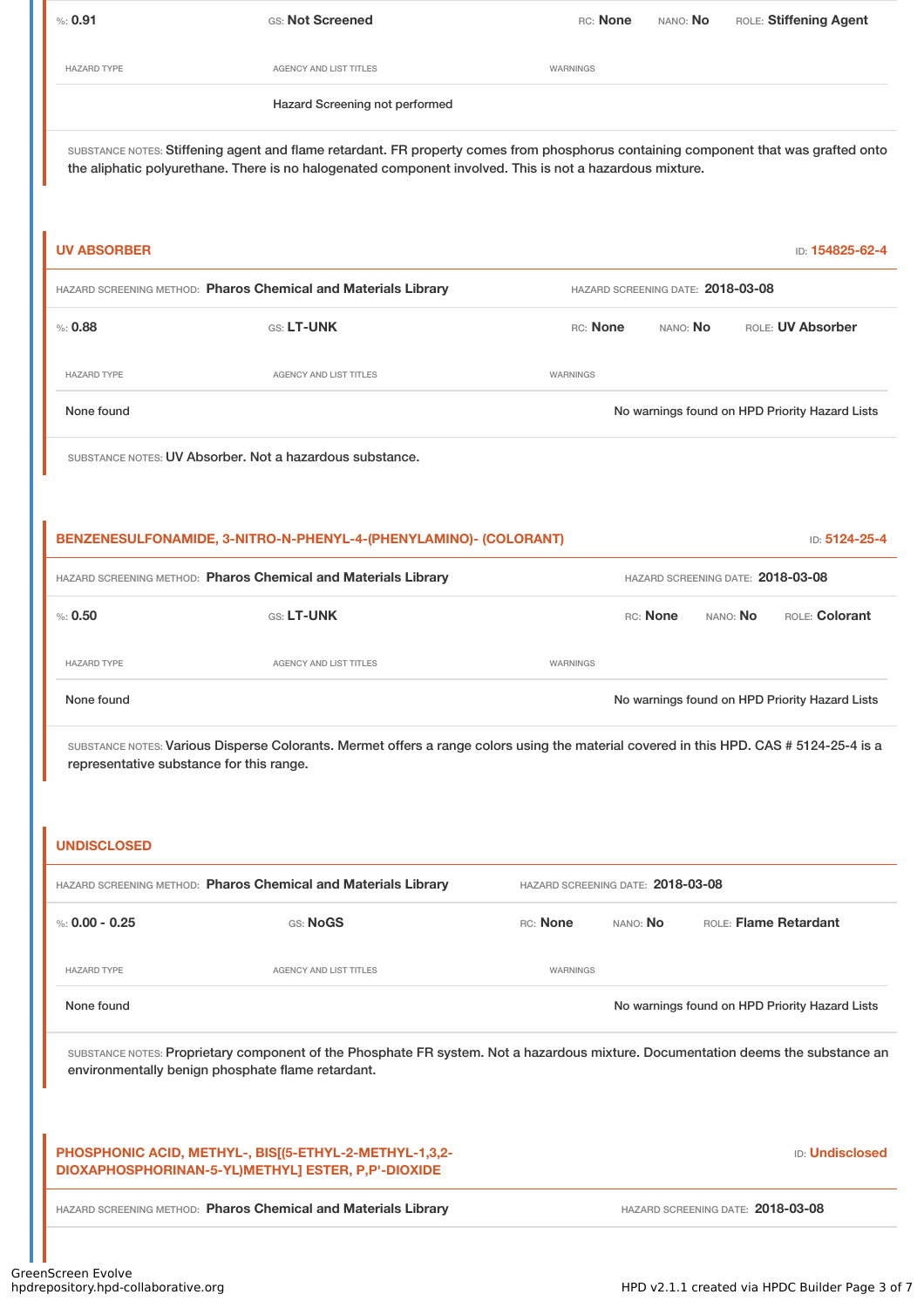%: **0.91** | GS: **Not Screened** | RC: **None** | NANO: **No** | ROLE: **Stiffening Agent**

| HAZARD TYPE | AGENCY AND LIST TITLES | WARNINGS |
| --- | --- | --- |
| | Hazard Screening not performed | |

SUBSTANCE NOTES: Stiffening agent and flame retardant. FR property comes from phosphorus containing component that was grafted onto the aliphatic polyurethane. There is no halogenated component involved. This is not a hazardous mixture.

## UV ABSORBER

ID: **154825-62-4**

HAZARD SCREENING METHOD: **Pharos Chemical and Materials Library** | HAZARD SCREENING DATE: **2018-03-08**

%: **0.88** | GS: **LT-UNK** | RC: **None** | NANO: **No** | ROLE: **UV Absorber**

| HAZARD TYPE | AGENCY AND LIST TITLES | WARNINGS |
| --- | --- | --- |
| None found | | No warnings found on HPD Priority Hazard Lists |

SUBSTANCE NOTES: UV Absorber. Not a hazardous substance.

## BENZENESULFONAMIDE, 3-NITRO-N-PHENYL-4-(PHENYLAMINO)- (COLORANT)

ID: **5124-25-4**

HAZARD SCREENING METHOD: **Pharos Chemical and Materials Library** | HAZARD SCREENING DATE: **2018-03-08**

%: **0.50** | GS: **LT-UNK** | RC: **None** | NANO: **No** | ROLE: **Colorant**

| HAZARD TYPE | AGENCY AND LIST TITLES | WARNINGS |
| --- | --- | --- |
| None found | | No warnings found on HPD Priority Hazard Lists |

SUBSTANCE NOTES: Various Disperse Colorants. Mermet offers a range colors using the material covered in this HPD. CAS # 5124-25-4 is a representative substance for this range.

## UNDISCLOSED

HAZARD SCREENING METHOD: **Pharos Chemical and Materials Library** | HAZARD SCREENING DATE: **2018-03-08**

%: **0.00 - 0.25** | GS: **NoGS** | RC: **None** | NANO: **No** | ROLE: **Flame Retardant**

| HAZARD TYPE | AGENCY AND LIST TITLES | WARNINGS |
| --- | --- | --- |
| None found | | No warnings found on HPD Priority Hazard Lists |

SUBSTANCE NOTES: Proprietary component of the Phosphate FR system. Not a hazardous mixture. Documentation deems the substance an environmentally benign phosphate flame retardant.

## PHOSPHONIC ACID, METHYL-, BIS[(5-ETHYL-2-METHYL-1,3,2-DIOXAPHOSPHORINAN-5-YL)METHYL] ESTER, P,P'-DIOXIDE

ID: **Undisclosed**

HAZARD SCREENING METHOD: **Pharos Chemical and Materials Library** | HAZARD SCREENING DATE: **2018-03-08**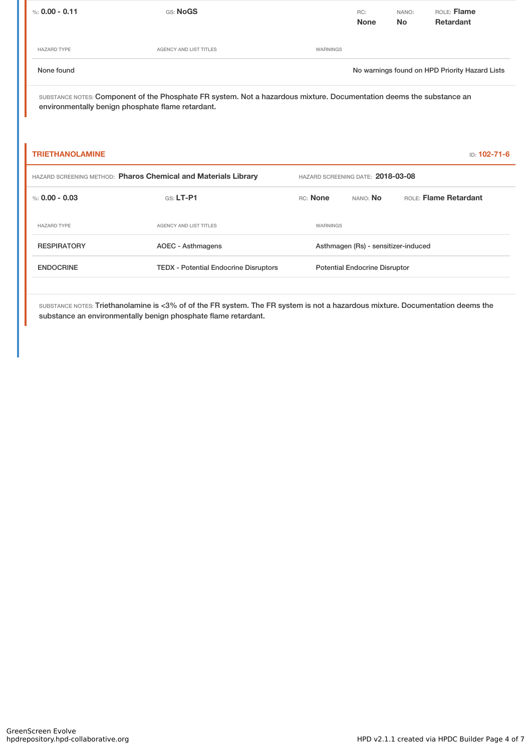%: **0.00 - 0.11** GS: **NoGS** RC: **None** NANO: **No** ROLE: **Flame Retardant**

| HAZARD TYPE | AGENCY AND LIST TITLES | WARNINGS |
| --- | --- | --- |
| None found | | No warnings found on HPD Priority Hazard Lists |

SUBSTANCE NOTES: Component of the Phosphate FR system. Not a hazardous mixture. Documentation deems the substance an environmentally benign phosphate flame retardant.

## TRIETHANOLAMINE

ID: **102-71-6**

HAZARD SCREENING METHOD: **Pharos Chemical and Materials Library** HAZARD SCREENING DATE: **2018-03-08**

%: **0.00 - 0.03** GS: **LT-P1** RC: **None** NANO: **No** ROLE: **Flame Retardant**

| HAZARD TYPE | AGENCY AND LIST TITLES | WARNINGS |
| --- | --- | --- |
| RESPIRATORY | AOEC - Asthmagens | Asthmagen (Rs) - sensitizer-induced |
| ENDOCRINE | TEDX - Potential Endocrine Disruptors | Potential Endocrine Disruptor |

SUBSTANCE NOTES: Triethanolamine is <3% of of the FR system. The FR system is not a hazardous mixture. Documentation deems the substance an environmentally benign phosphate flame retardant.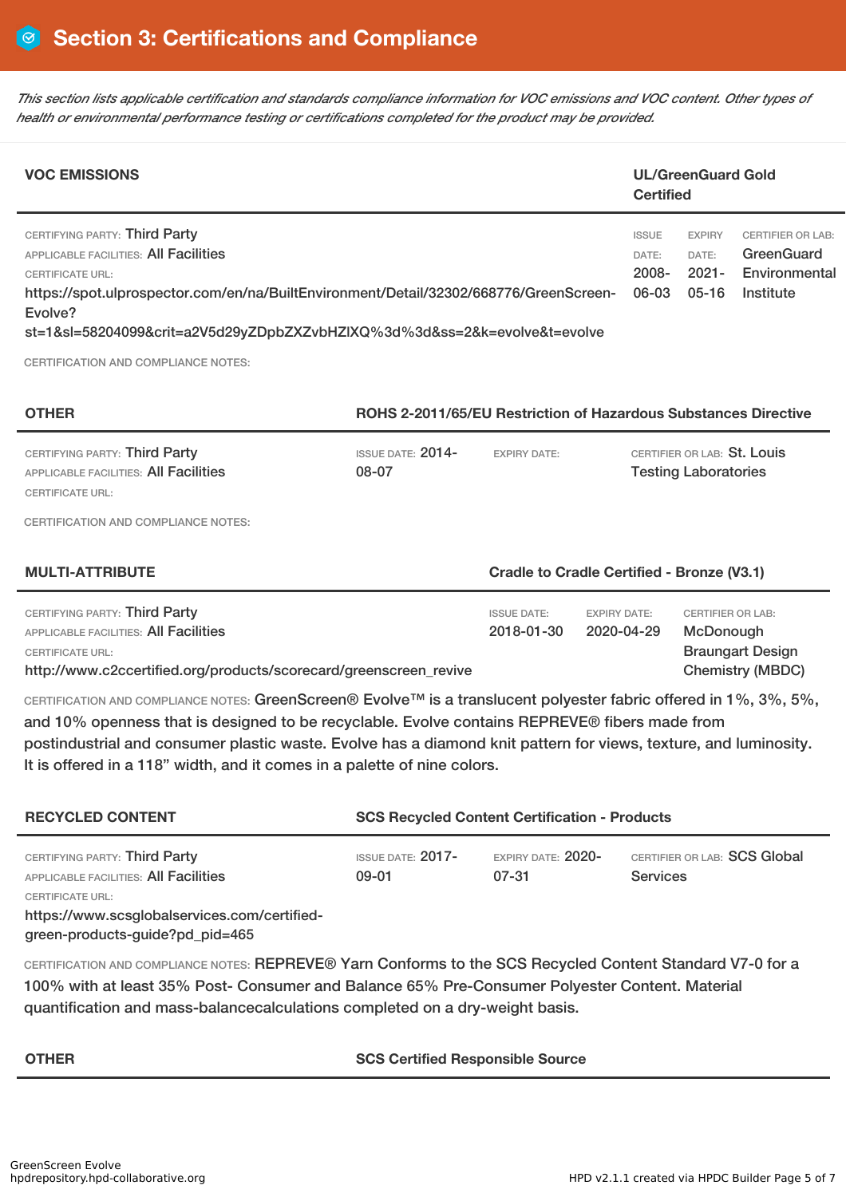## Section 3: Certifications and Compliance

*This section lists applicable certification and standards compliance information for VOC emissions and VOC content. Other types of health or environmental performance testing or certifications completed for the product may be provided.*

### VOC EMISSIONS — UL/GreenGuard Gold Certified

CERTIFYING PARTY: Third Party
APPLICABLE FACILITIES: All Facilities
CERTIFICATE URL:
https://spot.ulprospector.com/en/na/BuiltEnvironment/Detail/32302/668776/GreenScreen-Evolve?st=1&sl=58204099&crit=a2V5d29yZDpbZXZvbHZlXQ%3d%3d&ss=2&k=evolve&t=evolve

ISSUE DATE: 2008-06-03
EXPIRY DATE: 2021-05-16
CERTIFIER OR LAB: GreenGuard Environmental Institute

CERTIFICATION AND COMPLIANCE NOTES:

### OTHER — ROHS 2-2011/65/EU Restriction of Hazardous Substances Directive

CERTIFYING PARTY: Third Party
APPLICABLE FACILITIES: All Facilities
CERTIFICATE URL:

ISSUE DATE: 2014-08-07
EXPIRY DATE:
CERTIFIER OR LAB: St. Louis Testing Laboratories

CERTIFICATION AND COMPLIANCE NOTES:

### MULTI-ATTRIBUTE — Cradle to Cradle Certified - Bronze (V3.1)

CERTIFYING PARTY: Third Party
APPLICABLE FACILITIES: All Facilities
CERTIFICATE URL:
http://www.c2ccertified.org/products/scorecard/greenscreen_revive

ISSUE DATE: 2018-01-30
EXPIRY DATE: 2020-04-29
CERTIFIER OR LAB: McDonough Braungart Design Chemistry (MBDC)

CERTIFICATION AND COMPLIANCE NOTES: GreenScreen® Evolve™ is a translucent polyester fabric offered in 1%, 3%, 5%, and 10% openness that is designed to be recyclable. Evolve contains REPREVE® fibers made from postindustrial and consumer plastic waste. Evolve has a diamond knit pattern for views, texture, and luminosity. It is offered in a 118” width, and it comes in a palette of nine colors.

### RECYCLED CONTENT — SCS Recycled Content Certification - Products

CERTIFYING PARTY: Third Party
APPLICABLE FACILITIES: All Facilities
CERTIFICATE URL:
https://www.scsglobalservices.com/certified-green-products-guide?pd_pid=465

ISSUE DATE: 2017-09-01
EXPIRY DATE: 2020-07-31
CERTIFIER OR LAB: SCS Global Services

CERTIFICATION AND COMPLIANCE NOTES: REPREVE® Yarn Conforms to the SCS Recycled Content Standard V7-0 for a 100% with at least 35% Post- Consumer and Balance 65% Pre-Consumer Polyester Content. Material quantification and mass-balancecalculations completed on a dry-weight basis.

### OTHER — SCS Certified Responsible Source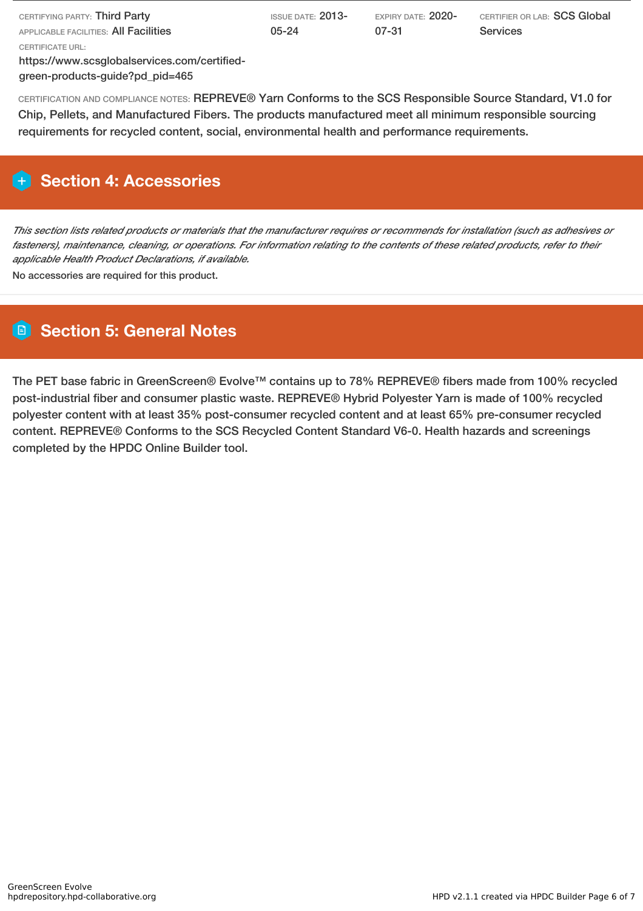CERTIFYING PARTY: Third Party
APPLICABLE FACILITIES: All Facilities
CERTIFICATE URL:
https://www.scsglobalservices.com/certified-green-products-guide?pd_pid=465

ISSUE DATE: 2013-05-24

EXPIRY DATE: 2020-07-31

CERTIFIER OR LAB: SCS Global Services

CERTIFICATION AND COMPLIANCE NOTES: REPREVE® Yarn Conforms to the SCS Responsible Source Standard, V1.0 for Chip, Pellets, and Manufactured Fibers. The products manufactured meet all minimum responsible sourcing requirements for recycled content, social, environmental health and performance requirements.

## Section 4: Accessories

*This section lists related products or materials that the manufacturer requires or recommends for installation (such as adhesives or fasteners), maintenance, cleaning, or operations. For information relating to the contents of these related products, refer to their applicable Health Product Declarations, if available.*

No accessories are required for this product.

## Section 5: General Notes

The PET base fabric in GreenScreen® Evolve™ contains up to 78% REPREVE® fibers made from 100% recycled post-industrial fiber and consumer plastic waste. REPREVE® Hybrid Polyester Yarn is made of 100% recycled polyester content with at least 35% post-consumer recycled content and at least 65% pre-consumer recycled content. REPREVE® Conforms to the SCS Recycled Content Standard V6-0. Health hazards and screenings completed by the HPDC Online Builder tool.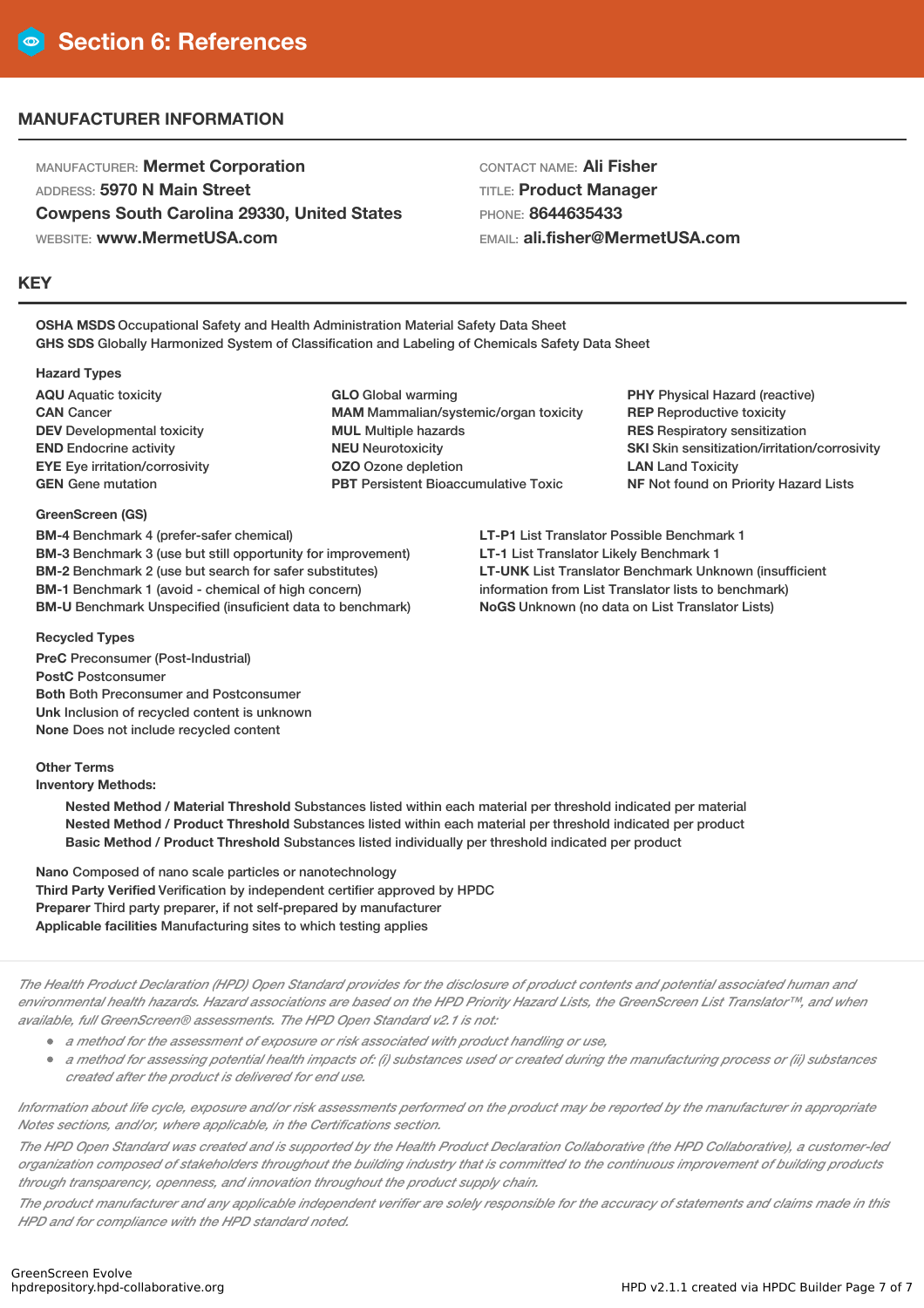# Section 6: References

## MANUFACTURER INFORMATION

MANUFACTURER: **Mermet Corporation**
ADDRESS: **5970 N Main Street**
**Cowpens South Carolina 29330, United States**
WEBSITE: **www.MermetUSA.com**

CONTACT NAME: **Ali Fisher**
TITLE: **Product Manager**
PHONE: **8644635433**
EMAIL: **ali.fisher@MermetUSA.com**

## KEY

**OSHA MSDS** Occupational Safety and Health Administration Material Safety Data Sheet
**GHS SDS** Globally Harmonized System of Classification and Labeling of Chemicals Safety Data Sheet

**Hazard Types**

**AQU** Aquatic toxicity
**CAN** Cancer
**DEV** Developmental toxicity
**END** Endocrine activity
**EYE** Eye irritation/corrosivity
**GEN** Gene mutation
**GLO** Global warming
**MAM** Mammalian/systemic/organ toxicity
**MUL** Multiple hazards
**NEU** Neurotoxicity
**OZO** Ozone depletion
**PBT** Persistent Bioaccumulative Toxic
**PHY** Physical Hazard (reactive)
**REP** Reproductive toxicity
**RES** Respiratory sensitization
**SKI** Skin sensitization/irritation/corrosivity
**LAN** Land Toxicity
**NF** Not found on Priority Hazard Lists

**GreenScreen (GS)**

**BM-4** Benchmark 4 (prefer-safer chemical)
**BM-3** Benchmark 3 (use but still opportunity for improvement)
**BM-2** Benchmark 2 (use but search for safer substitutes)
**BM-1** Benchmark 1 (avoid - chemical of high concern)
**BM-U** Benchmark Unspecified (insuficient data to benchmark)
**LT-P1** List Translator Possible Benchmark 1
**LT-1** List Translator Likely Benchmark 1
**LT-UNK** List Translator Benchmark Unknown (insufficient information from List Translator lists to benchmark)
**NoGS** Unknown (no data on List Translator Lists)

**Recycled Types**

**PreC** Preconsumer (Post-Industrial)
**PostC** Postconsumer
**Both** Both Preconsumer and Postconsumer
**Unk** Inclusion of recycled content is unknown
**None** Does not include recycled content

**Other Terms**
**Inventory Methods:**

**Nested Method / Material Threshold** Substances listed within each material per threshold indicated per material
**Nested Method / Product Threshold** Substances listed within each material per threshold indicated per product
**Basic Method / Product Threshold** Substances listed individually per threshold indicated per product

**Nano** Composed of nano scale particles or nanotechnology
**Third Party Verified** Verification by independent certifier approved by HPDC
**Preparer** Third party preparer, if not self-prepared by manufacturer
**Applicable facilities** Manufacturing sites to which testing applies

*The Health Product Declaration (HPD) Open Standard provides for the disclosure of product contents and potential associated human and environmental health hazards. Hazard associations are based on the HPD Priority Hazard Lists, the GreenScreen List Translator™, and when available, full GreenScreen® assessments. The HPD Open Standard v2.1 is not:*

- *a method for the assessment of exposure or risk associated with product handling or use,*
- *a method for assessing potential health impacts of: (i) substances used or created during the manufacturing process or (ii) substances created after the product is delivered for end use.*

*Information about life cycle, exposure and/or risk assessments performed on the product may be reported by the manufacturer in appropriate Notes sections, and/or, where applicable, in the Certifications section.*

*The HPD Open Standard was created and is supported by the Health Product Declaration Collaborative (the HPD Collaborative), a customer-led organization composed of stakeholders throughout the building industry that is committed to the continuous improvement of building products through transparency, openness, and innovation throughout the product supply chain.*

*The product manufacturer and any applicable independent verifier are solely responsible for the accuracy of statements and claims made in this HPD and for compliance with the HPD standard noted.*